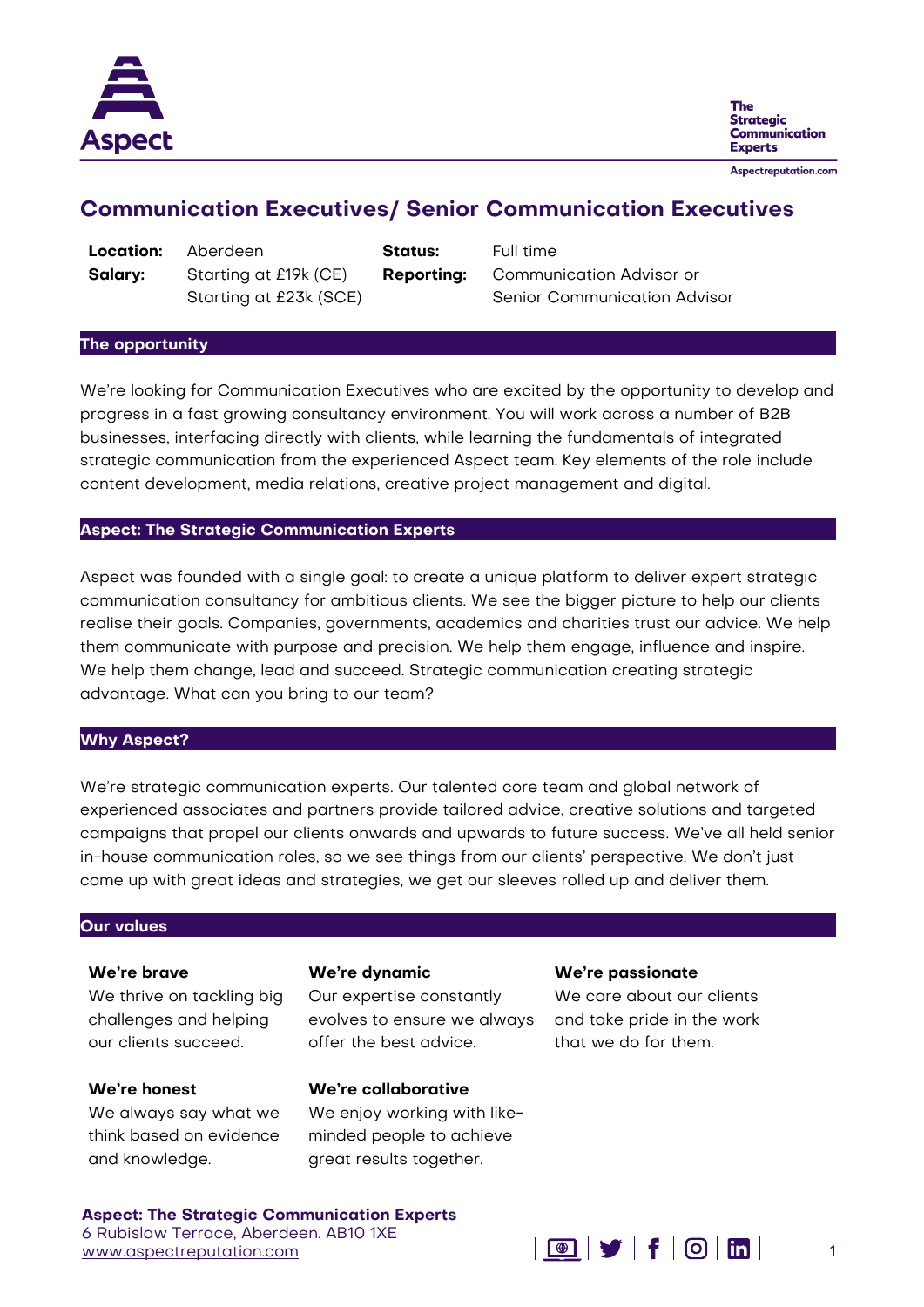# Communication Executives/ Senior Communication Executives

| | | | |
|---|---|---|---|
| **Location:** | Aberdeen | **Status:** | Full time |
| **Salary:** | Starting at £19k (CE)<br>Starting at £23k (SCE) | **Reporting:** | Communication Advisor or<br>Senior Communication Advisor |

## The opportunity

We're looking for Communication Executives who are excited by the opportunity to develop and progress in a fast growing consultancy environment. You will work across a number of B2B businesses, interfacing directly with clients, while learning the fundamentals of integrated strategic communication from the experienced Aspect team. Key elements of the role include content development, media relations, creative project management and digital.

## Aspect: The Strategic Communication Experts

Aspect was founded with a single goal: to create a unique platform to deliver expert strategic communication consultancy for ambitious clients. We see the bigger picture to help our clients realise their goals. Companies, governments, academics and charities trust our advice. We help them communicate with purpose and precision. We help them engage, influence and inspire. We help them change, lead and succeed. Strategic communication creating strategic advantage. What can you bring to our team?

## Why Aspect?

We're strategic communication experts. Our talented core team and global network of experienced associates and partners provide tailored advice, creative solutions and targeted campaigns that propel our clients onwards and upwards to future success. We've all held senior in-house communication roles, so we see things from our clients' perspective. We don't just come up with great ideas and strategies, we get our sleeves rolled up and deliver them.

## Our values

**We're brave**
We thrive on tackling big challenges and helping our clients succeed.

**We're dynamic**
Our expertise constantly evolves to ensure we always offer the best advice.

**We're passionate**
We care about our clients and take pride in the work that we do for them.

**We're honest**
We always say what we think based on evidence and knowledge.

**We're collaborative**
We enjoy working with like-minded people to achieve great results together.

**Aspect: The Strategic Communication Experts**
6 Rubislaw Terrace, Aberdeen. AB10 1XE
www.aspectreputation.com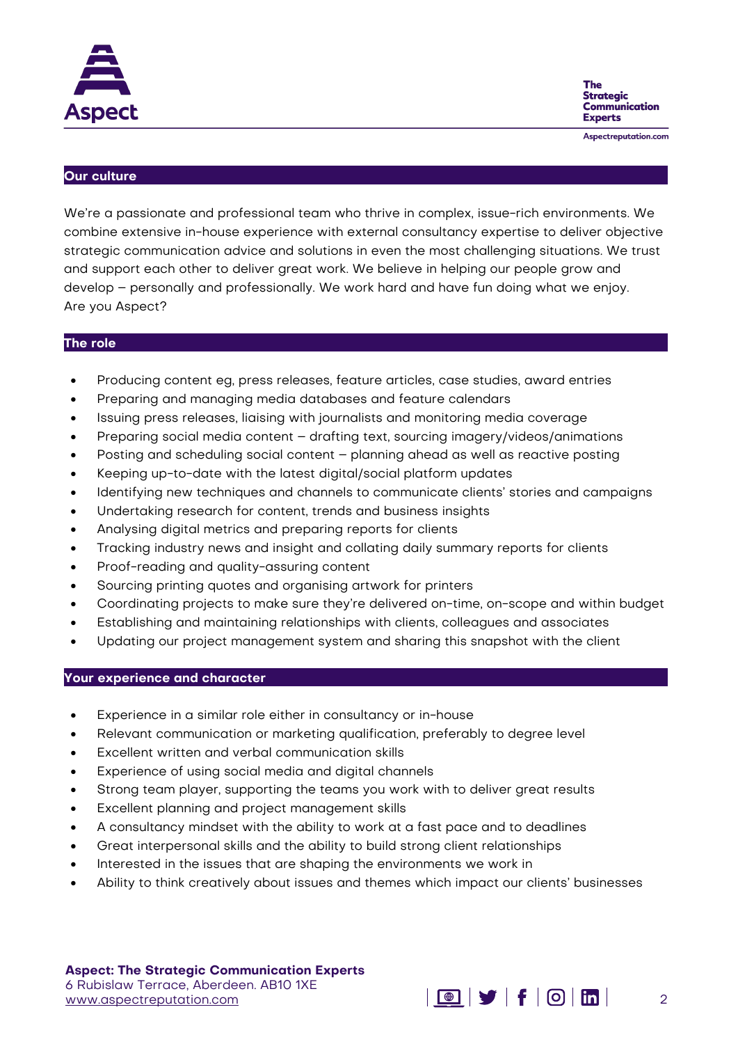## Our culture

We're a passionate and professional team who thrive in complex, issue-rich environments. We combine extensive in-house experience with external consultancy expertise to deliver objective strategic communication advice and solutions in even the most challenging situations. We trust and support each other to deliver great work. We believe in helping our people grow and develop – personally and professionally. We work hard and have fun doing what we enjoy. Are you Aspect?

## The role

- Producing content eg, press releases, feature articles, case studies, award entries
- Preparing and managing media databases and feature calendars
- Issuing press releases, liaising with journalists and monitoring media coverage
- Preparing social media content – drafting text, sourcing imagery/videos/animations
- Posting and scheduling social content – planning ahead as well as reactive posting
- Keeping up-to-date with the latest digital/social platform updates
- Identifying new techniques and channels to communicate clients' stories and campaigns
- Undertaking research for content, trends and business insights
- Analysing digital metrics and preparing reports for clients
- Tracking industry news and insight and collating daily summary reports for clients
- Proof-reading and quality-assuring content
- Sourcing printing quotes and organising artwork for printers
- Coordinating projects to make sure they're delivered on-time, on-scope and within budget
- Establishing and maintaining relationships with clients, colleagues and associates
- Updating our project management system and sharing this snapshot with the client

## Your experience and character

- Experience in a similar role either in consultancy or in-house
- Relevant communication or marketing qualification, preferably to degree level
- Excellent written and verbal communication skills
- Experience of using social media and digital channels
- Strong team player, supporting the teams you work with to deliver great results
- Excellent planning and project management skills
- A consultancy mindset with the ability to work at a fast pace and to deadlines
- Great interpersonal skills and the ability to build strong client relationships
- Interested in the issues that are shaping the environments we work in
- Ability to think creatively about issues and themes which impact our clients' businesses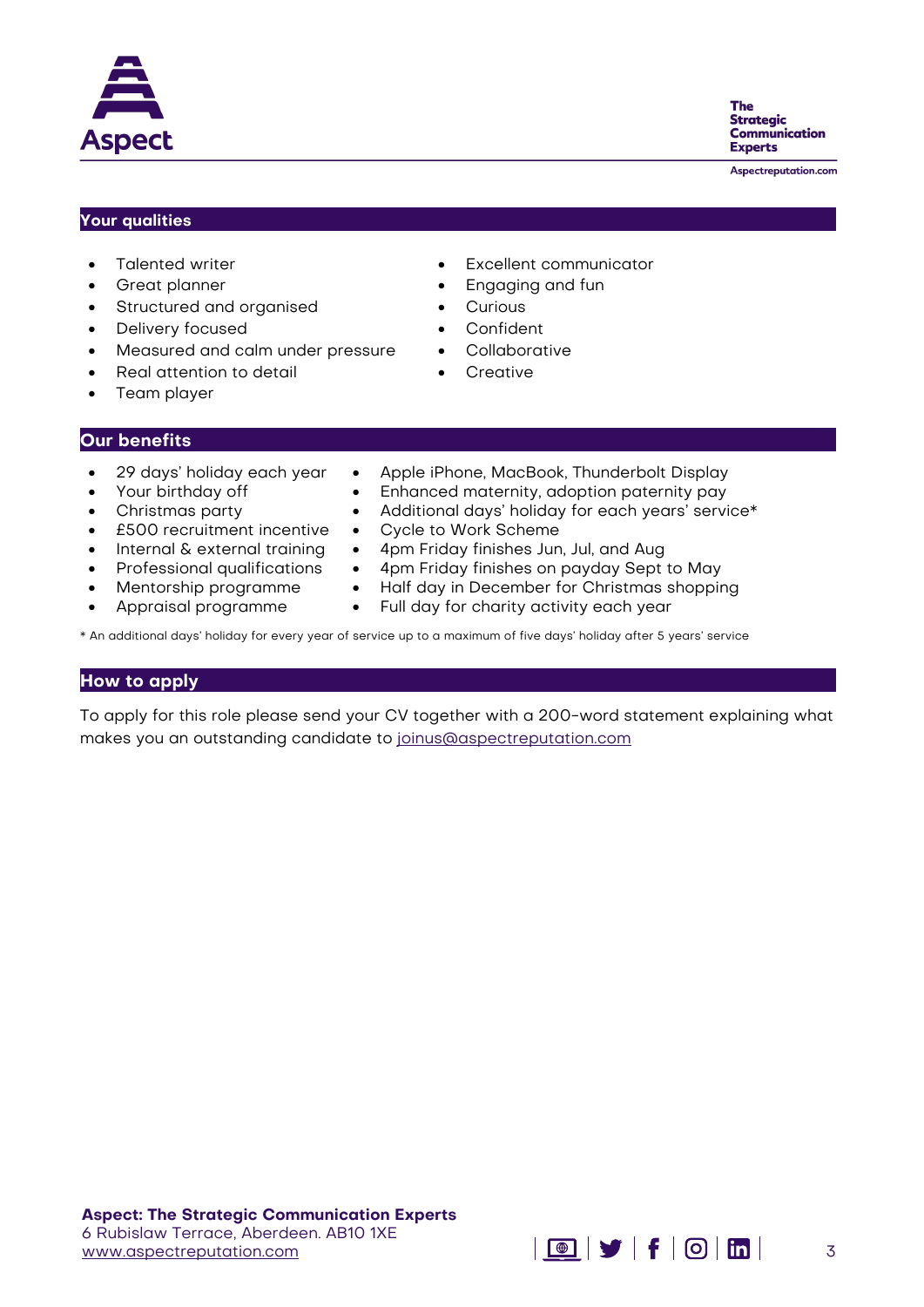## Your qualities

- Talented writer
- Great planner
- Structured and organised
- Delivery focused
- Measured and calm under pressure
- Real attention to detail
- Team player
- Excellent communicator
- Engaging and fun
- Curious
- Confident
- Collaborative
- Creative

## Our benefits

- 29 days' holiday each year
- Your birthday off
- Christmas party
- £500 recruitment incentive
- Internal & external training
- Professional qualifications
- Mentorship programme
- Appraisal programme
- Apple iPhone, MacBook, Thunderbolt Display
- Enhanced maternity, adoption paternity pay
- Additional days' holiday for each years' service*
- Cycle to Work Scheme
- 4pm Friday finishes Jun, Jul, and Aug
- 4pm Friday finishes on payday Sept to May
- Half day in December for Christmas shopping
- Full day for charity activity each year

* An additional days' holiday for every year of service up to a maximum of five days' holiday after 5 years' service

## How to apply

To apply for this role please send your CV together with a 200-word statement explaining what makes you an outstanding candidate to joinus@aspectreputation.com

**Aspect: The Strategic Communication Experts**
6 Rubislaw Terrace, Aberdeen. AB10 1XE
www.aspectreputation.com